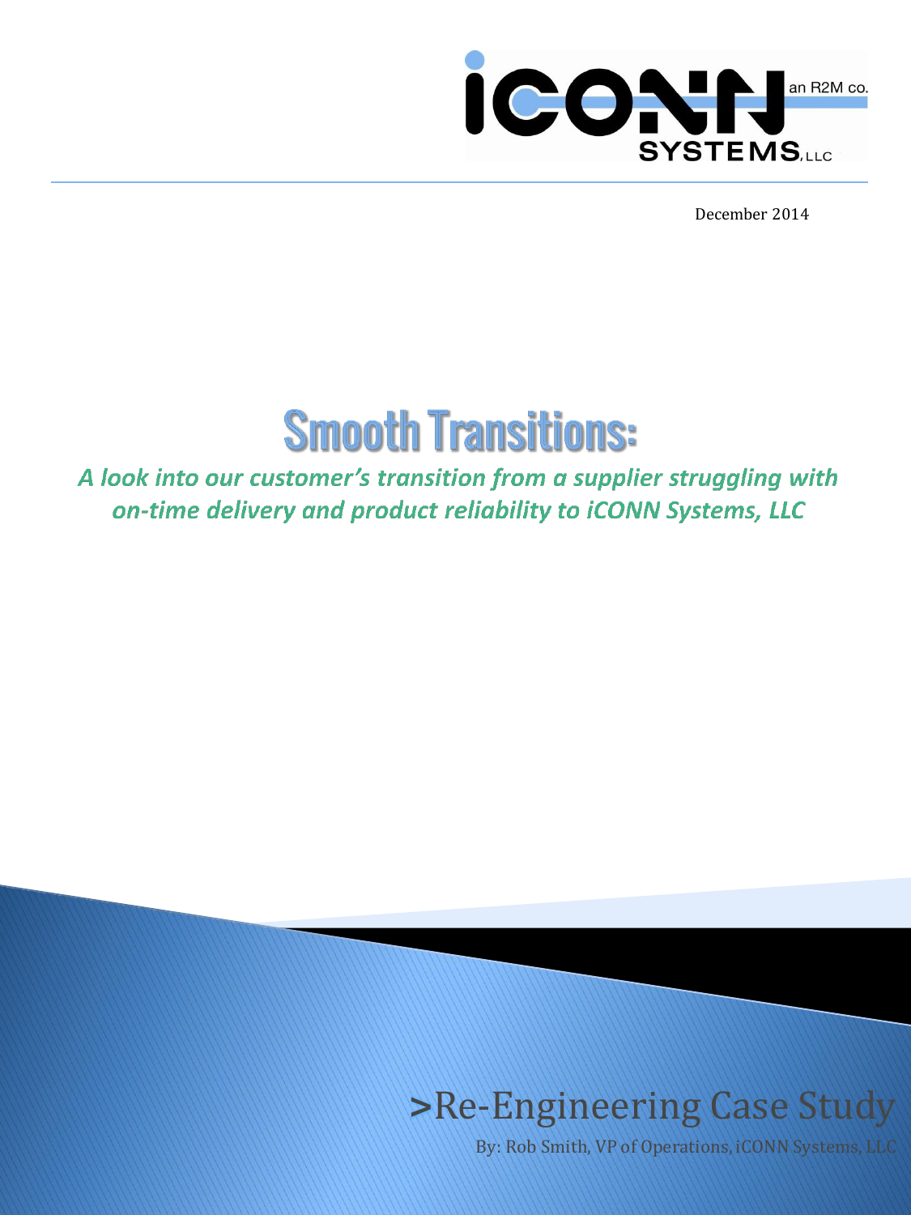iCONN SYSTEMS, LLC — an R2M co.

December 2014

# Smooth Transitions:

*A look into our customer's transition from a supplier struggling with on-time delivery and product reliability to iCONN Systems, LLC*

## >Re-Engineering Case Study

By: Rob Smith, VP of Operations, iCONN Systems, LLC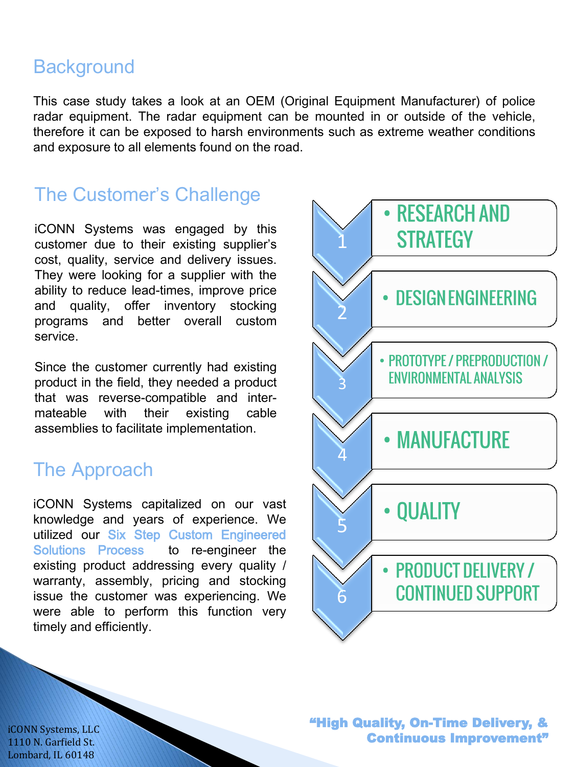## Background

This case study takes a look at an OEM (Original Equipment Manufacturer) of police radar equipment. The radar equipment can be mounted in or outside of the vehicle, therefore it can be exposed to harsh environments such as extreme weather conditions and exposure to all elements found on the road.

## The Customer's Challenge

iCONN Systems was engaged by this customer due to their existing supplier's cost, quality, service and delivery issues. They were looking for a supplier with the ability to reduce lead-times, improve price and quality, offer inventory stocking programs and better overall custom service.

Since the customer currently had existing product in the field, they needed a product that was reverse-compatible and inter-mateable with their existing cable assemblies to facilitate implementation.

## The Approach

iCONN Systems capitalized on our vast knowledge and years of experience. We utilized our Six Step Custom Engineered Solutions Process to re-engineer the existing product addressing every quality / warranty, assembly, pricing and stocking issue the customer was experiencing. We were able to perform this function very timely and efficiently.

1. RESEARCH AND STRATEGY
2. DESIGN ENGINEERING
3. PROTOTYPE / PREPRODUCTION / ENVIRONMENTAL ANALYSIS
4. MANUFACTURE
5. QUALITY
6. PRODUCT DELIVERY / CONTINUED SUPPORT

iCONN Systems, LLC
1110 N. Garfield St.
Lombard, IL 60148

**"High Quality, On-Time Delivery, & Continuous Improvement"**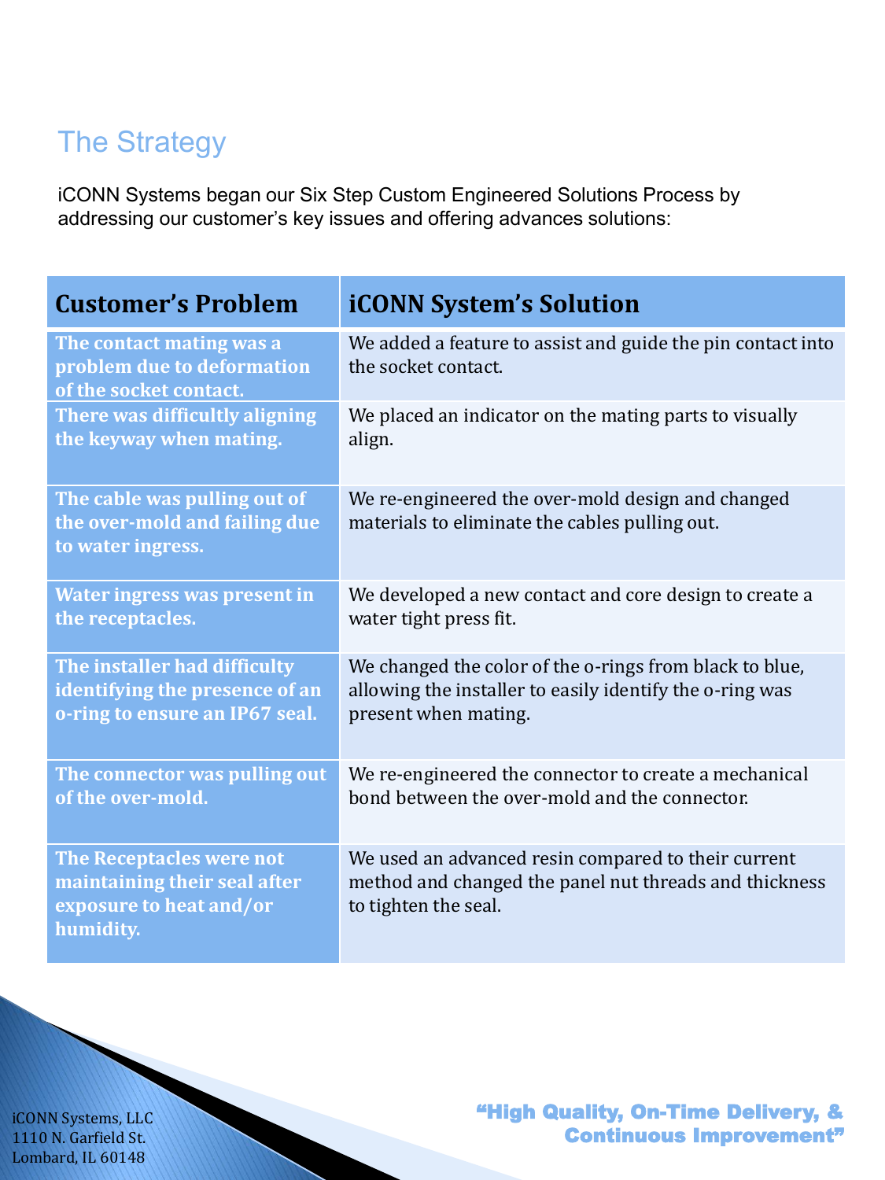## The Strategy

iCONN Systems began our Six Step Custom Engineered Solutions Process by addressing our customer's key issues and offering advances solutions:

| Customer's Problem | iCONN System's Solution |
|---|---|
| **The contact mating was a problem due to deformation of the socket contact.** | We added a feature to assist and guide the pin contact into the socket contact. |
| **There was difficultly aligning the keyway when mating.** | We placed an indicator on the mating parts to visually align. |
| **The cable was pulling out of the over-mold and failing due to water ingress.** | We re-engineered the over-mold design and changed materials to eliminate the cables pulling out. |
| **Water ingress was present in the receptacles.** | We developed a new contact and core design to create a water tight press fit. |
| **The installer had difficulty identifying the presence of an o-ring to ensure an IP67 seal.** | We changed the color of the o-rings from black to blue, allowing the installer to easily identify the o-ring was present when mating. |
| **The connector was pulling out of the over-mold.** | We re-engineered the connector to create a mechanical bond between the over-mold and the connector. |
| **The Receptacles were not maintaining their seal after exposure to heat and/or humidity.** | We used an advanced resin compared to their current method and changed the panel nut threads and thickness to tighten the seal. |

iCONN Systems, LLC
1110 N. Garfield St.
Lombard, IL 60148

**"High Quality, On-Time Delivery, & Continuous Improvement"**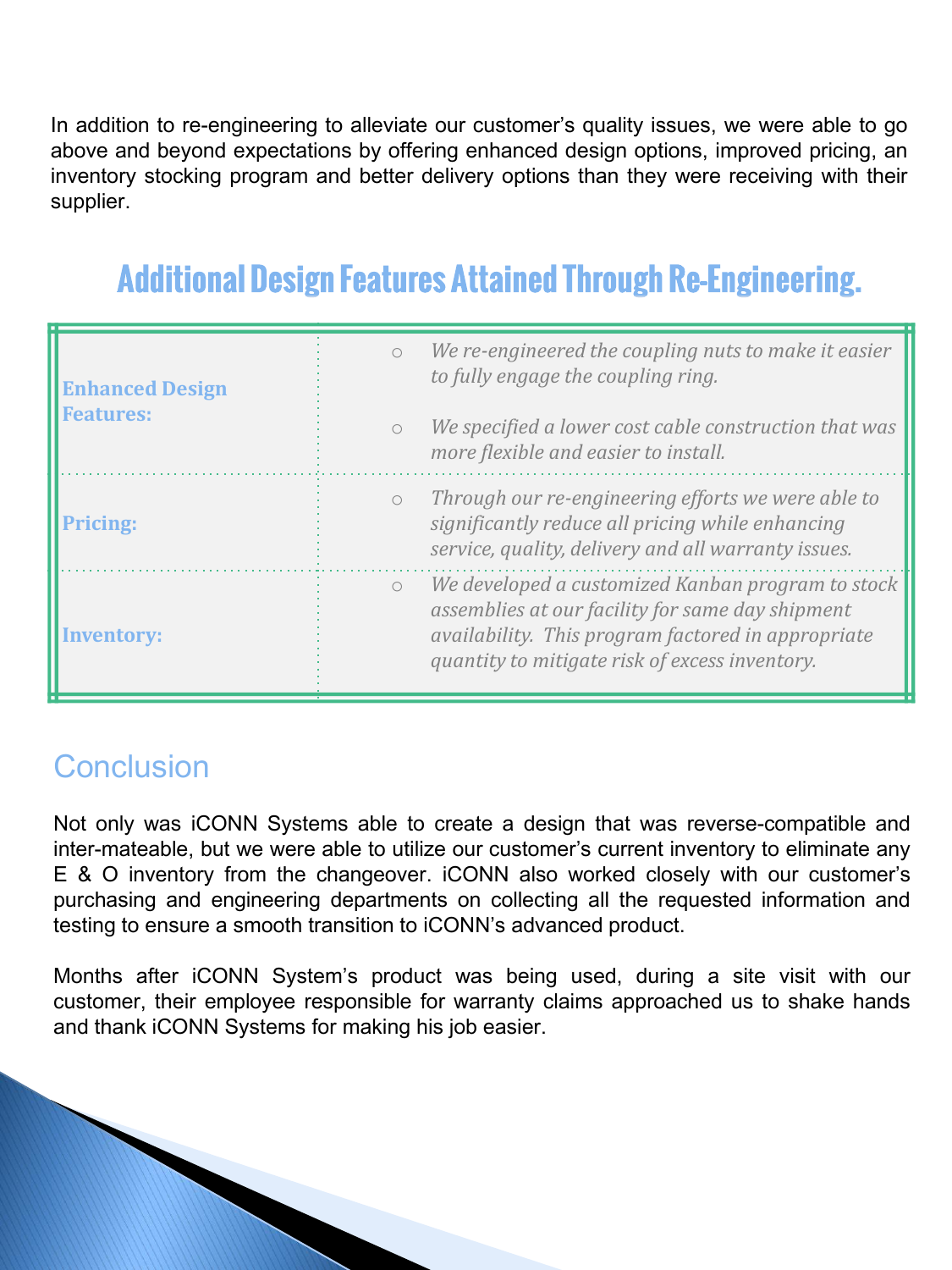In addition to re-engineering to alleviate our customer's quality issues, we were able to go above and beyond expectations by offering enhanced design options, improved pricing, an inventory stocking program and better delivery options than they were receiving with their supplier.

## Additional Design Features Attained Through Re-Engineering.

| | |
|---|---|
| **Enhanced Design Features:** | ○ *We re-engineered the coupling nuts to make it easier to fully engage the coupling ring.*<br>○ *We specified a lower cost cable construction that was more flexible and easier to install.* |
| **Pricing:** | ○ *Through our re-engineering efforts we were able to significantly reduce all pricing while enhancing service, quality, delivery and all warranty issues.* |
| **Inventory:** | ○ *We developed a customized Kanban program to stock assemblies at our facility for same day shipment availability. This program factored in appropriate quantity to mitigate risk of excess inventory.* |

## Conclusion

Not only was iCONN Systems able to create a design that was reverse-compatible and inter-mateable, but we were able to utilize our customer's current inventory to eliminate any E & O inventory from the changeover. iCONN also worked closely with our customer's purchasing and engineering departments on collecting all the requested information and testing to ensure a smooth transition to iCONN's advanced product.

Months after iCONN System's product was being used, during a site visit with our customer, their employee responsible for warranty claims approached us to shake hands and thank iCONN Systems for making his job easier.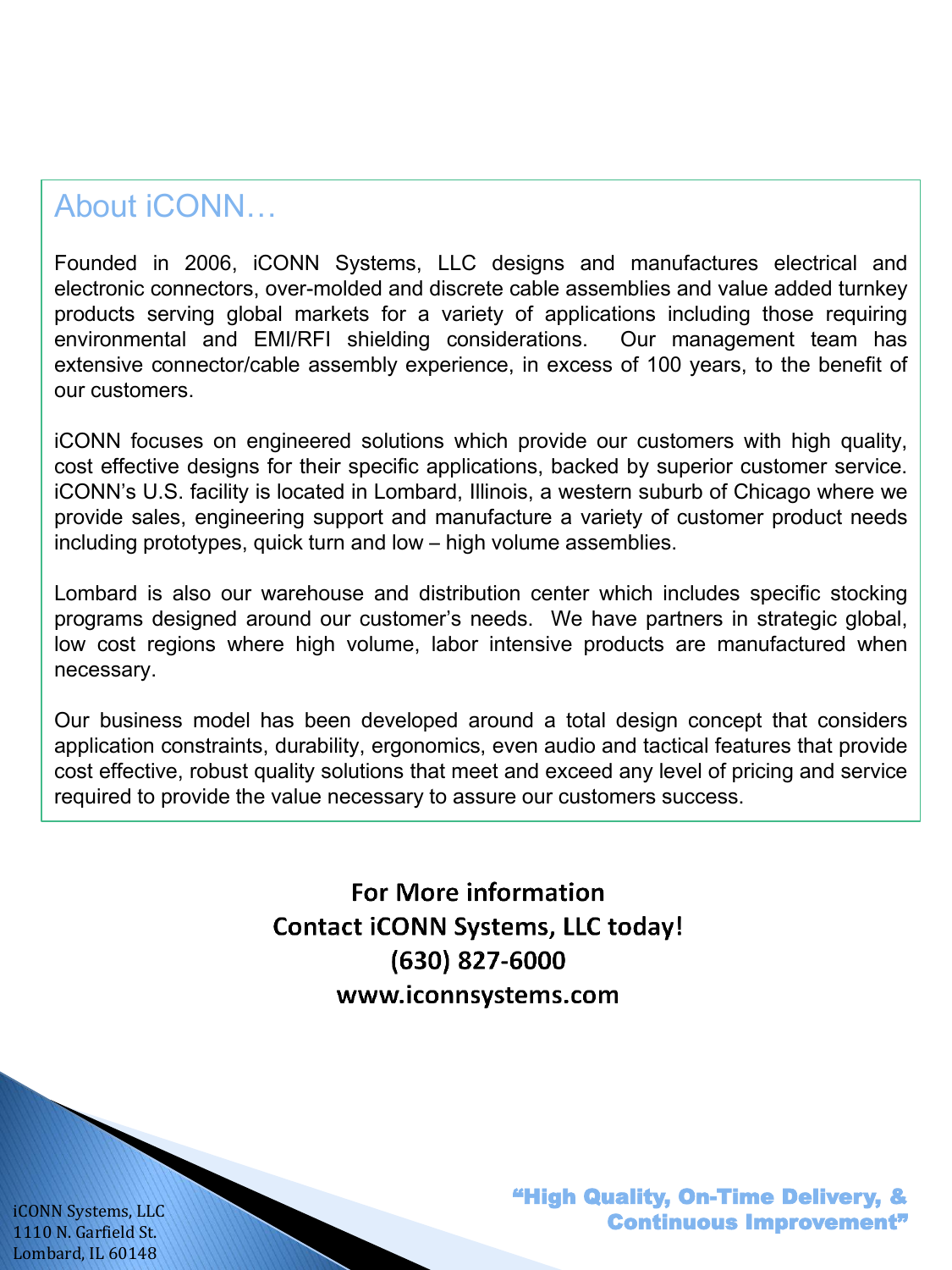## About iCONN…

Founded in 2006, iCONN Systems, LLC designs and manufactures electrical and electronic connectors, over-molded and discrete cable assemblies and value added turnkey products serving global markets for a variety of applications including those requiring environmental and EMI/RFI shielding considerations. Our management team has extensive connector/cable assembly experience, in excess of 100 years, to the benefit of our customers.

iCONN focuses on engineered solutions which provide our customers with high quality, cost effective designs for their specific applications, backed by superior customer service. iCONN's U.S. facility is located in Lombard, Illinois, a western suburb of Chicago where we provide sales, engineering support and manufacture a variety of customer product needs including prototypes, quick turn and low – high volume assemblies.

Lombard is also our warehouse and distribution center which includes specific stocking programs designed around our customer's needs. We have partners in strategic global, low cost regions where high volume, labor intensive products are manufactured when necessary.

Our business model has been developed around a total design concept that considers application constraints, durability, ergonomics, even audio and tactical features that provide cost effective, robust quality solutions that meet and exceed any level of pricing and service required to provide the value necessary to assure our customers success.

**For More information**
**Contact iCONN Systems, LLC today!**
**(630) 827-6000**
**www.iconnsystems.com**

iCONN Systems, LLC
1110 N. Garfield St.
Lombard, IL 60148

**"High Quality, On-Time Delivery, & Continuous Improvement"**